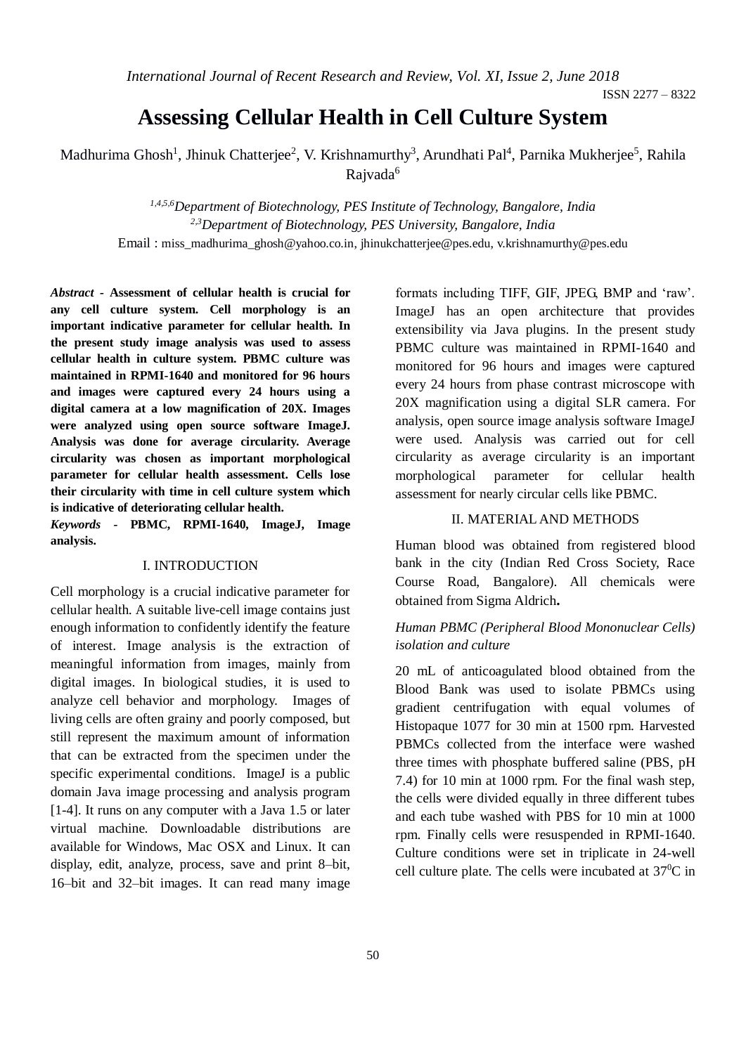# Assessing Cellular Health in Cell Culture System

Madhurima Ghosh[1], Jhinuk Chatterjee[2], V. Krishnamurthy[3], Arundhati Pal[4], Parnika Mukherjee[5], Rahila Rajvada[6]

[1,4,5,6]*Department of Biotechnology, PES Institute of Technology, Bangalore, India*
[2,3]*Department of Biotechnology, PES University, Bangalore, India*
Email : miss_madhurima_ghosh@yahoo.co.in, jhinukchatterjee@pes.edu, v.krishnamurthy@pes.edu

***Abstract*** **- Assessment of cellular health is crucial for any cell culture system. Cell morphology is an important indicative parameter for cellular health. In the present study image analysis was used to assess cellular health in culture system. PBMC culture was maintained in RPMI-1640 and monitored for 96 hours and images were captured every 24 hours using a digital camera at a low magnification of 20X. Images were analyzed using open source software ImageJ. Analysis was done for average circularity. Average circularity was chosen as important morphological parameter for cellular health assessment. Cells lose their circularity with time in cell culture system which is indicative of deteriorating cellular health.**

***Keywords*** **- PBMC, RPMI-1640, ImageJ, Image analysis.**

## I. INTRODUCTION

Cell morphology is a crucial indicative parameter for cellular health. A suitable live-cell image contains just enough information to confidently identify the feature of interest. Image analysis is the extraction of meaningful information from images, mainly from digital images. In biological studies, it is used to analyze cell behavior and morphology. Images of living cells are often grainy and poorly composed, but still represent the maximum amount of information that can be extracted from the specimen under the specific experimental conditions. ImageJ is a public domain Java image processing and analysis program [1-4]. It runs on any computer with a Java 1.5 or later virtual machine. Downloadable distributions are available for Windows, Mac OSX and Linux. It can display, edit, analyze, process, save and print 8–bit, 16–bit and 32–bit images. It can read many image formats including TIFF, GIF, JPEG, BMP and 'raw'. ImageJ has an open architecture that provides extensibility via Java plugins. In the present study PBMC culture was maintained in RPMI-1640 and monitored for 96 hours and images were captured every 24 hours from phase contrast microscope with 20X magnification using a digital SLR camera. For analysis, open source image analysis software ImageJ were used. Analysis was carried out for cell circularity as average circularity is an important morphological parameter for cellular health assessment for nearly circular cells like PBMC.

## II. MATERIAL AND METHODS

Human blood was obtained from registered blood bank in the city (Indian Red Cross Society, Race Course Road, Bangalore). All chemicals were obtained from Sigma Aldrich**.**

### *Human PBMC (Peripheral Blood Mononuclear Cells) isolation and culture*

20 mL of anticoagulated blood obtained from the Blood Bank was used to isolate PBMCs using gradient centrifugation with equal volumes of Histopaque 1077 for 30 min at 1500 rpm. Harvested PBMCs collected from the interface were washed three times with phosphate buffered saline (PBS, pH 7.4) for 10 min at 1000 rpm. For the final wash step, the cells were divided equally in three different tubes and each tube washed with PBS for 10 min at 1000 rpm. Finally cells were resuspended in RPMI-1640. Culture conditions were set in triplicate in 24-well cell culture plate. The cells were incubated at $37^0$C in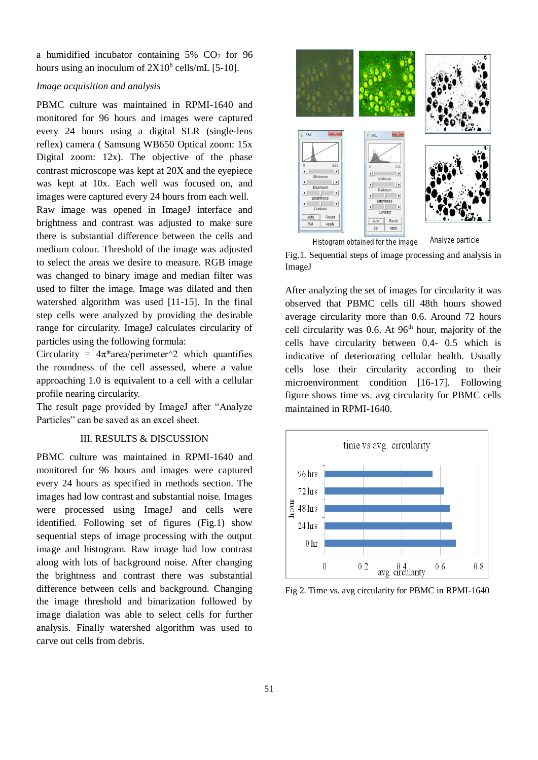a humidified incubator containing 5% $CO_2$ for 96 hours using an inoculum of $2X10^6$ cells/mL [5-10].

*Image acquisition and analysis*

PBMC culture was maintained in RPMI-1640 and monitored for 96 hours and images were captured every 24 hours using a digital SLR (single-lens reflex) camera ( Samsung WB650 Optical zoom: 15x Digital zoom: 12x). The objective of the phase contrast microscope was kept at 20X and the eyepiece was kept at 10x. Each well was focused on, and images were captured every 24 hours from each well. Raw image was opened in ImageJ interface and brightness and contrast was adjusted to make sure there is substantial difference between the cells and medium colour. Threshold of the image was adjusted to select the areas we desire to measure. RGB image was changed to binary image and median filter was used to filter the image. Image was dilated and then watershed algorithm was used [11-15]. In the final step cells were analyzed by providing the desirable range for circularity. ImageJ calculates circularity of particles using the following formula:

Circularity = $4\pi$*area/perimeter^2 which quantifies the roundness of the cell assessed, where a value approaching 1.0 is equivalent to a cell with a cellular profile nearing circularity.

The result page provided by ImageJ after "Analyze Particles" can be saved as an excel sheet.

## III. RESULTS & DISCUSSION

PBMC culture was maintained in RPMI-1640 and monitored for 96 hours and images were captured every 24 hours as specified in methods section. The images had low contrast and substantial noise. Images were processed using ImageJ and cells were identified. Following set of figures (Fig.1) show sequential steps of image processing with the output image and histogram. Raw image had low contrast along with lots of background noise. After changing the brightness and contrast there was substantial difference between cells and background. Changing the image threshold and binarization followed by image dialation was able to select cells for further analysis. Finally watershed algorithm was used to carve out cells from debris.

Histogram obtained for the image    Analyze particle

Fig.1. Sequential steps of image processing and analysis in ImageJ

After analyzing the set of images for circularity it was observed that PBMC cells till 48th hours showed average circularity more than 0.6. Around 72 hours cell circularity was 0.6. At 96th hour, majority of the cells have circularity between 0.4- 0.5 which is indicative of deteriorating cellular health. Usually cells lose their circularity according to their microenvironment condition [16-17]. Following figure shows time vs. avg circularity for PBMC cells maintained in RPMI-1640.

Fig 2. Time vs. avg circularity for PBMC in RPMI-1640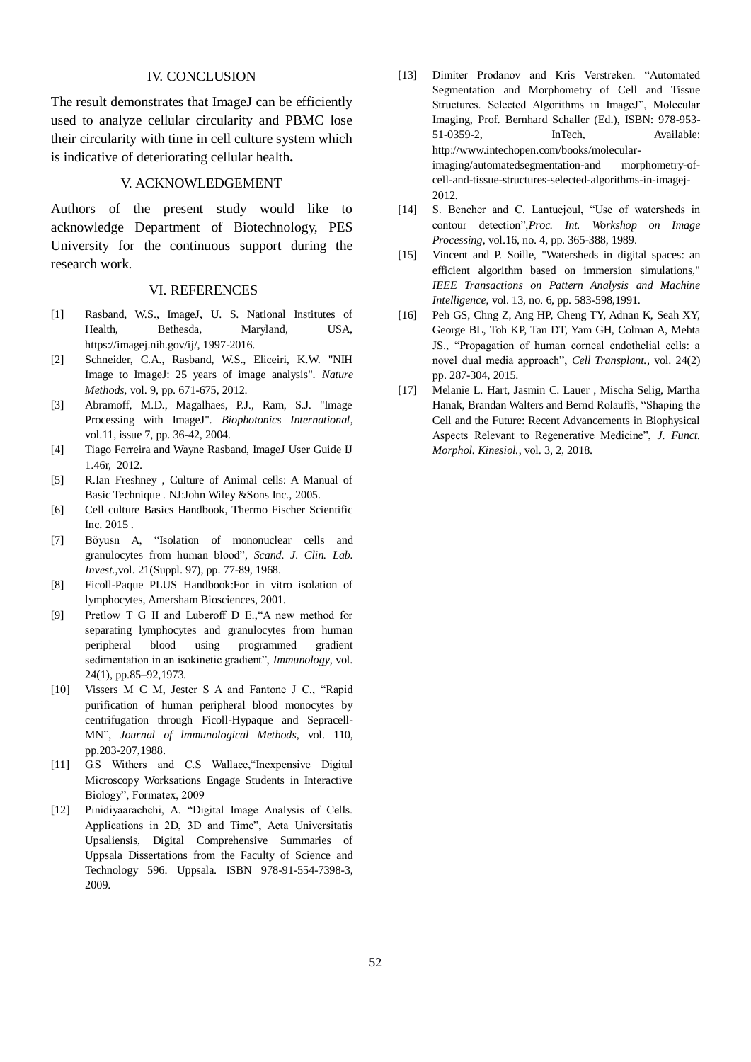## IV. CONCLUSION

The result demonstrates that ImageJ can be efficiently used to analyze cellular circularity and PBMC lose their circularity with time in cell culture system which is indicative of deteriorating cellular health**.**

## V. ACKNOWLEDGEMENT

Authors of the present study would like to acknowledge Department of Biotechnology, PES University for the continuous support during the research work.

## VI. REFERENCES

[1] Rasband, W.S., ImageJ, U. S. National Institutes of Health, Bethesda, Maryland, USA, https://imagej.nih.gov/ij/, 1997-2016.

[2] Schneider, C.A., Rasband, W.S., Eliceiri, K.W. "NIH Image to ImageJ: 25 years of image analysis". *Nature Methods*, vol. 9, pp. 671-675, 2012.

[3] Abramoff, M.D., Magalhaes, P.J., Ram, S.J. "Image Processing with ImageJ". *Biophotonics International*, vol.11, issue 7, pp. 36-42, 2004.

[4] Tiago Ferreira and Wayne Rasband, ImageJ User Guide IJ 1.46r, 2012.

[5] R.Ian Freshney , Culture of Animal cells: A Manual of Basic Technique . NJ:John Wiley &Sons Inc., 2005.

[6] Cell culture Basics Handbook, Thermo Fischer Scientific Inc. 2015 .

[7] Böyusn A, "Isolation of mononuclear cells and granulocytes from human blood", *Scand. J. Clin. Lab. Invest.*,vol. 21(Suppl. 97), pp. 77-89, 1968.

[8] Ficoll-Paque PLUS Handbook:For in vitro isolation of lymphocytes, Amersham Biosciences, 2001.

[9] Pretlow T G II and Luberoff D E.,"A new method for separating lymphocytes and granulocytes from human peripheral blood using programmed gradient sedimentation in an isokinetic gradient", *Immunology*, vol. 24(1), pp.85–92,1973.

[10] Vissers M C M, Jester S A and Fantone J C., "Rapid purification of human peripheral blood monocytes by centrifugation through Ficoll-Hypaque and Sepracell-MN", *Journal of lmmunological Methods*, vol. 110, pp.203-207,1988.

[11] G.S Withers and C.S Wallace,"Inexpensive Digital Microscopy Worksations Engage Students in Interactive Biology", Formatex, 2009

[12] Pinidiyaarachchi, A. "Digital Image Analysis of Cells. Applications in 2D, 3D and Time", Acta Universitatis Upsaliensis, Digital Comprehensive Summaries of Uppsala Dissertations from the Faculty of Science and Technology 596. Uppsala. ISBN 978-91-554-7398-3, 2009.

[13] Dimiter Prodanov and Kris Verstreken. "Automated Segmentation and Morphometry of Cell and Tissue Structures. Selected Algorithms in ImageJ", Molecular Imaging, Prof. Bernhard Schaller (Ed.), ISBN: 978-953-51-0359-2, InTech, Available: http://www.intechopen.com/books/molecular-imaging/automatedsegmentation-and morphometry-of-cell-and-tissue-structures-selected-algorithms-in-imagej-2012.

[14] S. Bencher and C. Lantuejoul, "Use of watersheds in contour detection",*Proc. Int. Workshop on Image Processing*, vol.16, no. 4, pp. 365-388, 1989.

[15] Vincent and P. Soille, "Watersheds in digital spaces: an efficient algorithm based on immersion simulations," *IEEE Transactions on Pattern Analysis and Machine Intelligence*, vol. 13, no. 6, pp. 583-598,1991.

[16] Peh GS, Chng Z, Ang HP, Cheng TY, Adnan K, Seah XY, George BL, Toh KP, Tan DT, Yam GH, Colman A, Mehta JS., "Propagation of human corneal endothelial cells: a novel dual media approach", *Cell Transplant.*, vol. 24(2) pp. 287-304, 2015.

[17] Melanie L. Hart, Jasmin C. Lauer , Mischa Selig, Martha Hanak, Brandan Walters and Bernd Rolauffs, "Shaping the Cell and the Future: Recent Advancements in Biophysical Aspects Relevant to Regenerative Medicine", *J. Funct. Morphol. Kinesiol.*, vol. 3, 2, 2018.